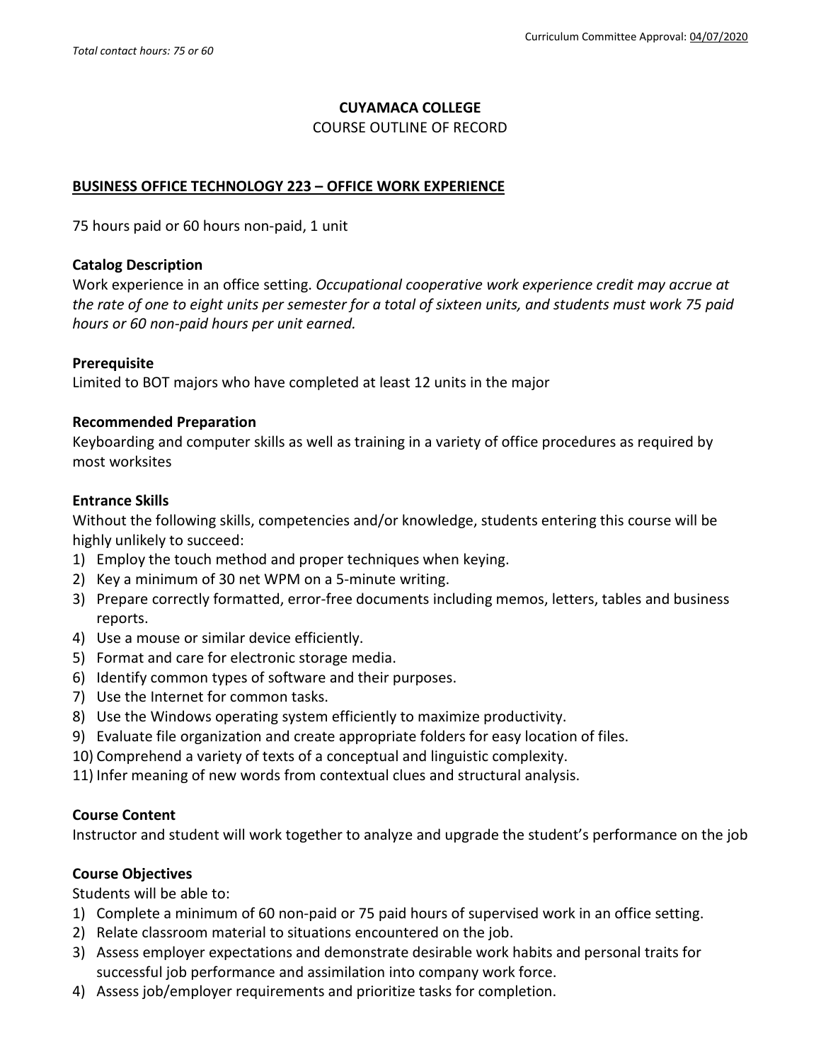Total contact hours: 75 or 60

Curriculum Committee Approval: 04/07/2020

# CUYAMACA COLLEGE
COURSE OUTLINE OF RECORD

## BUSINESS OFFICE TECHNOLOGY 223 – OFFICE WORK EXPERIENCE

75 hours paid or 60 hours non-paid, 1 unit

### Catalog Description
Work experience in an office setting. *Occupational cooperative work experience credit may accrue at the rate of one to eight units per semester for a total of sixteen units, and students must work 75 paid hours or 60 non-paid hours per unit earned.*

### Prerequisite
Limited to BOT majors who have completed at least 12 units in the major

### Recommended Preparation
Keyboarding and computer skills as well as training in a variety of office procedures as required by most worksites

### Entrance Skills
Without the following skills, competencies and/or knowledge, students entering this course will be highly unlikely to succeed:

1) Employ the touch method and proper techniques when keying.
2) Key a minimum of 30 net WPM on a 5-minute writing.
3) Prepare correctly formatted, error-free documents including memos, letters, tables and business reports.
4) Use a mouse or similar device efficiently.
5) Format and care for electronic storage media.
6) Identify common types of software and their purposes.
7) Use the Internet for common tasks.
8) Use the Windows operating system efficiently to maximize productivity.
9) Evaluate file organization and create appropriate folders for easy location of files.
10) Comprehend a variety of texts of a conceptual and linguistic complexity.
11) Infer meaning of new words from contextual clues and structural analysis.

### Course Content
Instructor and student will work together to analyze and upgrade the student's performance on the job

### Course Objectives
Students will be able to:

1) Complete a minimum of 60 non-paid or 75 paid hours of supervised work in an office setting.
2) Relate classroom material to situations encountered on the job.
3) Assess employer expectations and demonstrate desirable work habits and personal traits for successful job performance and assimilation into company work force.
4) Assess job/employer requirements and prioritize tasks for completion.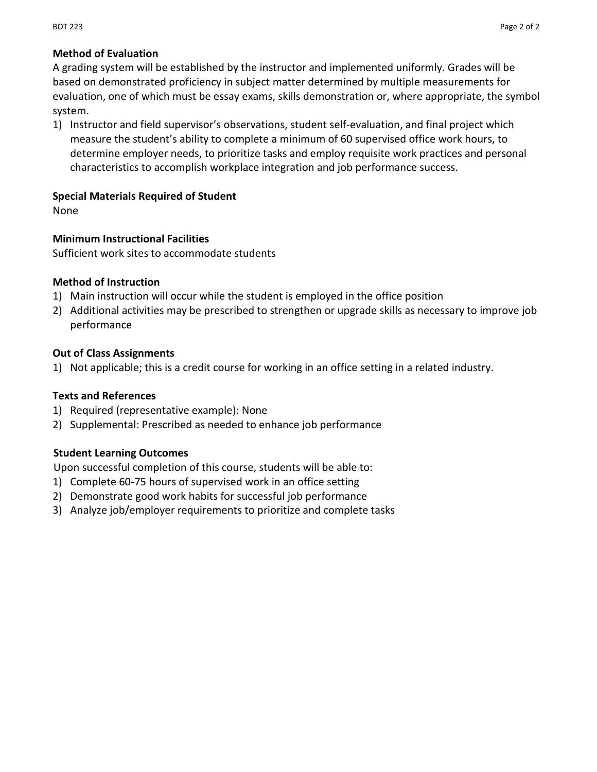## Method of Evaluation

A grading system will be established by the instructor and implemented uniformly. Grades will be based on demonstrated proficiency in subject matter determined by multiple measurements for evaluation, one of which must be essay exams, skills demonstration or, where appropriate, the symbol system.

1) Instructor and field supervisor's observations, student self-evaluation, and final project which measure the student's ability to complete a minimum of 60 supervised office work hours, to determine employer needs, to prioritize tasks and employ requisite work practices and personal characteristics to accomplish workplace integration and job performance success.

## Special Materials Required of Student

None

## Minimum Instructional Facilities

Sufficient work sites to accommodate students

## Method of Instruction

1) Main instruction will occur while the student is employed in the office position
2) Additional activities may be prescribed to strengthen or upgrade skills as necessary to improve job performance

## Out of Class Assignments

1) Not applicable; this is a credit course for working in an office setting in a related industry.

## Texts and References

1) Required (representative example): None
2) Supplemental: Prescribed as needed to enhance job performance

## Student Learning Outcomes

Upon successful completion of this course, students will be able to:

1) Complete 60-75 hours of supervised work in an office setting
2) Demonstrate good work habits for successful job performance
3) Analyze job/employer requirements to prioritize and complete tasks